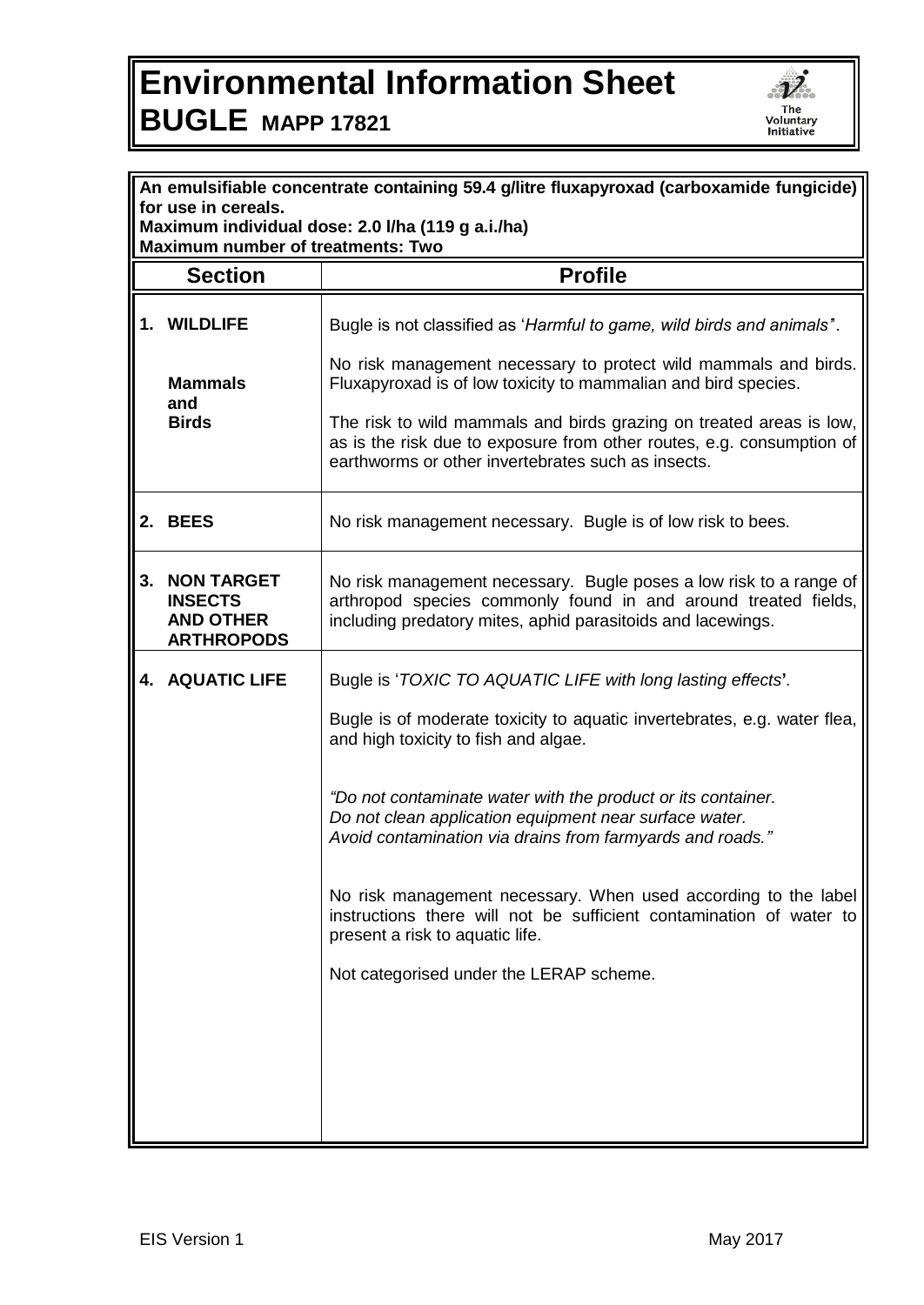# Environmental Information Sheet

## BUGLE MAPP 17821

The Voluntary Initiative

**An emulsifiable concentrate containing 59.4 g/litre fluxapyroxad (carboxamide fungicide) for use in cereals.**
**Maximum individual dose: 2.0 l/ha (119 g a.i./ha)**
**Maximum number of treatments: Two**

| Section | Profile |
|---|---|
| **1. WILDLIFE**<br><br>**Mammals and Birds** | Bugle is not classified as '*Harmful to game, wild birds and animals*'.<br><br>No risk management necessary to protect wild mammals and birds. Fluxapyroxad is of low toxicity to mammalian and bird species.<br><br>The risk to wild mammals and birds grazing on treated areas is low, as is the risk due to exposure from other routes, e.g. consumption of earthworms or other invertebrates such as insects. |
| **2. BEES** | No risk management necessary. Bugle is of low risk to bees. |
| **3. NON TARGET INSECTS AND OTHER ARTHROPODS** | No risk management necessary. Bugle poses a low risk to a range of arthropod species commonly found in and around treated fields, including predatory mites, aphid parasitoids and lacewings. |
| **4. AQUATIC LIFE** | Bugle is '*TOXIC TO AQUATIC LIFE with long lasting effects*'.<br><br>Bugle is of moderate toxicity to aquatic invertebrates, e.g. water flea, and high toxicity to fish and algae.<br><br>*"Do not contaminate water with the product or its container. Do not clean application equipment near surface water. Avoid contamination via drains from farmyards and roads."*<br><br>No risk management necessary. When used according to the label instructions there will not be sufficient contamination of water to present a risk to aquatic life.<br><br>Not categorised under the LERAP scheme. |

EIS Version 1 May 2017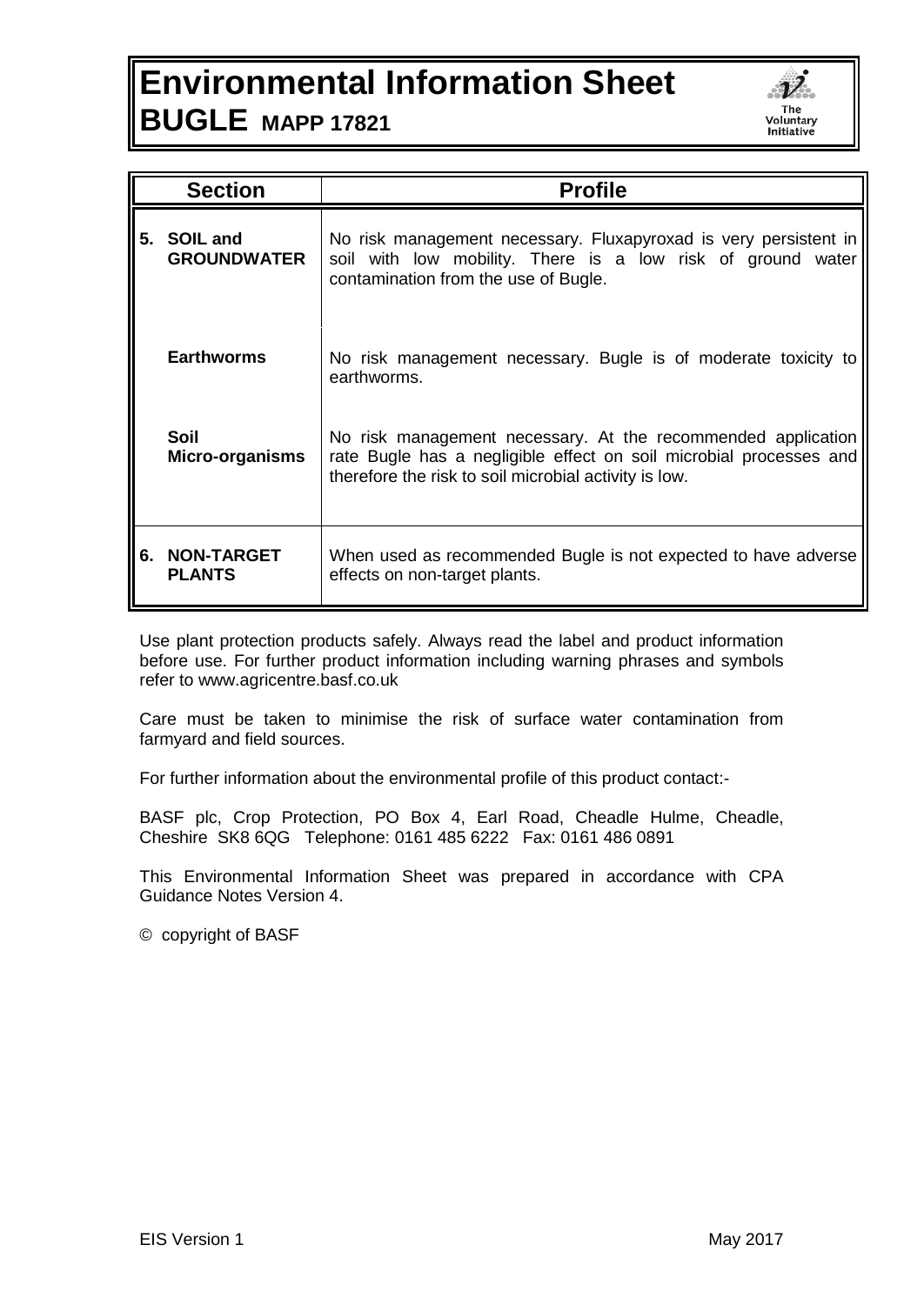# Environmental Information Sheet

## BUGLE MAPP 17821

| Section | Profile |
|---|---|
| **5. SOIL and GROUNDWATER** | No risk management necessary. Fluxapyroxad is very persistent in soil with low mobility. There is a low risk of ground water contamination from the use of Bugle. |
| **Earthworms** | No risk management necessary. Bugle is of moderate toxicity to earthworms. |
| **Soil Micro-organisms** | No risk management necessary. At the recommended application rate Bugle has a negligible effect on soil microbial processes and therefore the risk to soil microbial activity is low. |
| **6. NON-TARGET PLANTS** | When used as recommended Bugle is not expected to have adverse effects on non-target plants. |

Use plant protection products safely. Always read the label and product information before use. For further product information including warning phrases and symbols refer to www.agricentre.basf.co.uk

Care must be taken to minimise the risk of surface water contamination from farmyard and field sources.

For further information about the environmental profile of this product contact:-

BASF plc, Crop Protection, PO Box 4, Earl Road, Cheadle Hulme, Cheadle, Cheshire SK8 6QG Telephone: 0161 485 6222 Fax: 0161 486 0891

This Environmental Information Sheet was prepared in accordance with CPA Guidance Notes Version 4.

© copyright of BASF

EIS Version 1 May 2017